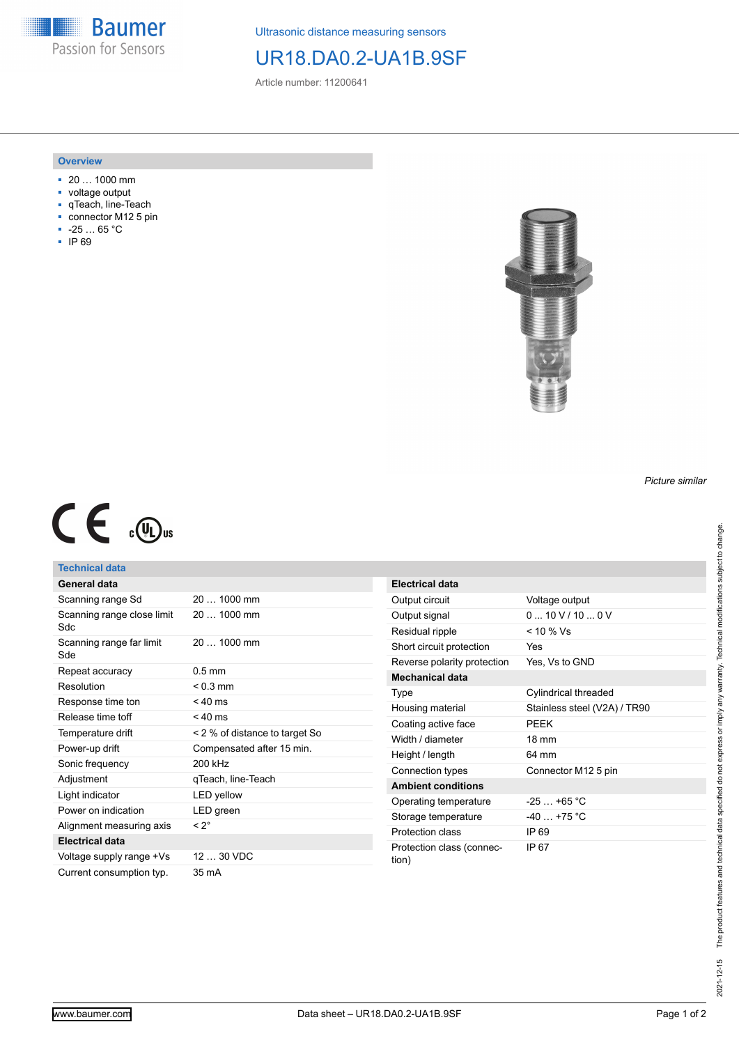Ultrasonic distance measuring sensors

# UR18.DA0.2-UA1B.9SF

Article number: 11200641

## Overview

- 20 … 1000 mm
- voltage output
- qTeach, line-Teach
- connector M12 5 pin
- -25 … 65 °C
- IP 69

*Picture similar*

## Technical data

| General data | |
|---|---|
| Scanning range Sd | 20 … 1000 mm |
| Scanning range close limit Sdc | 20 … 1000 mm |
| Scanning range far limit Sde | 20 … 1000 mm |
| Repeat accuracy | 0.5 mm |
| Resolution | < 0.3 mm |
| Response time ton | < 40 ms |
| Release time toff | < 40 ms |
| Temperature drift | < 2 % of distance to target So |
| Power-up drift | Compensated after 15 min. |
| Sonic frequency | 200 kHz |
| Adjustment | qTeach, line-Teach |
| Light indicator | LED yellow |
| Power on indication | LED green |
| Alignment measuring axis | < 2° |
| **Electrical data** | |
| Voltage supply range +Vs | 12 … 30 VDC |
| Current consumption typ. | 35 mA |

| Electrical data | |
|---|---|
| Output circuit | Voltage output |
| Output signal | 0 ... 10 V / 10 ... 0 V |
| Residual ripple | < 10 % Vs |
| Short circuit protection | Yes |
| Reverse polarity protection | Yes, Vs to GND |
| **Mechanical data** | |
| Type | Cylindrical threaded |
| Housing material | Stainless steel (V2A) / TR90 |
| Coating active face | PEEK |
| Width / diameter | 18 mm |
| Height / length | 64 mm |
| Connection types | Connector M12 5 pin |
| **Ambient conditions** | |
| Operating temperature | -25 … +65 °C |
| Storage temperature | -40 … +75 °C |
| Protection class | IP 69 |
| Protection class (connection) | IP 67 |

2021-12-15 The product features and technical data specified do not express or imply any warranty. Technical modifications subject to change.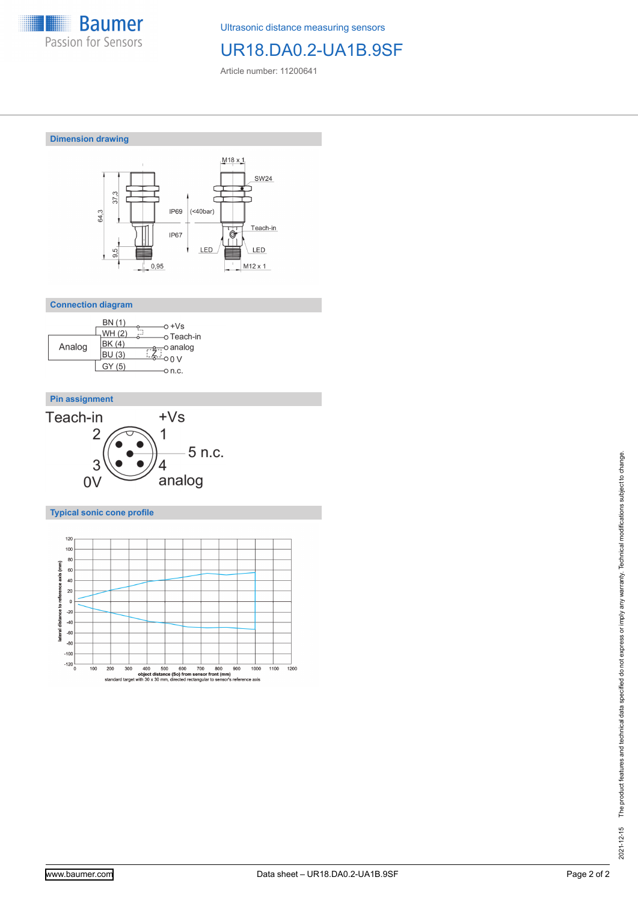Ultrasonic distance measuring sensors

# UR18.DA0.2-UA1B.9SF

Article number: 11200641

## Dimension drawing

M18 x 1
SW24
64,3
37,3
9,5
0,95
IP69 (<40bar)
IP67
Teach-in
LED
LED
M12 x 1

## Connection diagram

Analog
BN (1) +Vs
WH (2) Teach-in
BK (4) analog
BU (3) 0 V
GY (5) n.c.

## Pin assignment

Teach-in 2
+Vs 1
5 n.c.
3 0V
4 analog

## Typical sonic cone profile

lateral distance to reference axis (mm)

120
100
80
60
40
20
0
-20
-40
-60
-80
-100
-120

0 100 200 300 400 500 600 700 800 900 1000 1100 1200

object distance (So) from sensor front (mm)

standard target with 30 x 30 mm, directed rectangular to sensor's reference axis

The product features and technical data specified do not express or imply any warranty. Technical modifications subject to change.

2021-12-15

www.baumer.com

Data sheet – UR18.DA0.2-UA1B.9SF